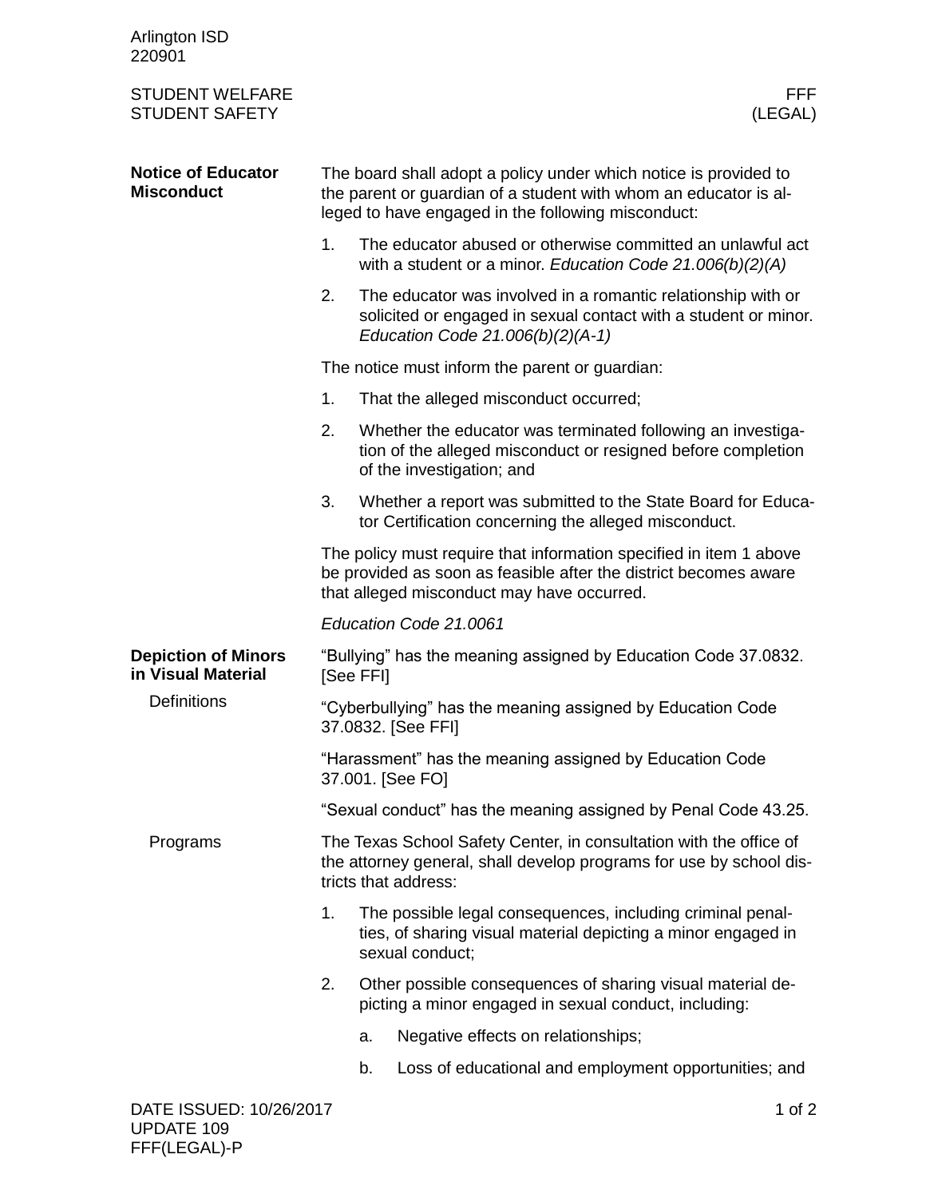# STUDENT WELFARE
# STUDENT SAFETY

FFF (LEGAL)

## Notice of Educator Misconduct

The board shall adopt a policy under which notice is provided to the parent or guardian of a student with whom an educator is alleged to have engaged in the following misconduct:

1. The educator abused or otherwise committed an unlawful act with a student or a minor. *Education Code 21.006(b)(2)(A)*
2. The educator was involved in a romantic relationship with or solicited or engaged in sexual contact with a student or minor. *Education Code 21.006(b)(2)(A-1)*

The notice must inform the parent or guardian:

1. That the alleged misconduct occurred;
2. Whether the educator was terminated following an investigation of the alleged misconduct or resigned before completion of the investigation; and
3. Whether a report was submitted to the State Board for Educator Certification concerning the alleged misconduct.

The policy must require that information specified in item 1 above be provided as soon as feasible after the district becomes aware that alleged misconduct may have occurred.

*Education Code 21.0061*

## Depiction of Minors in Visual Material

### Definitions

"Bullying" has the meaning assigned by Education Code 37.0832. [See FFI]

"Cyberbullying" has the meaning assigned by Education Code 37.0832. [See FFI]

"Harassment" has the meaning assigned by Education Code 37.001. [See FO]

"Sexual conduct" has the meaning assigned by Penal Code 43.25.

### Programs

The Texas School Safety Center, in consultation with the office of the attorney general, shall develop programs for use by school districts that address:

1. The possible legal consequences, including criminal penalties, of sharing visual material depicting a minor engaged in sexual conduct;
2. Other possible consequences of sharing visual material depicting a minor engaged in sexual conduct, including:
    a. Negative effects on relationships;
    b. Loss of educational and employment opportunities; and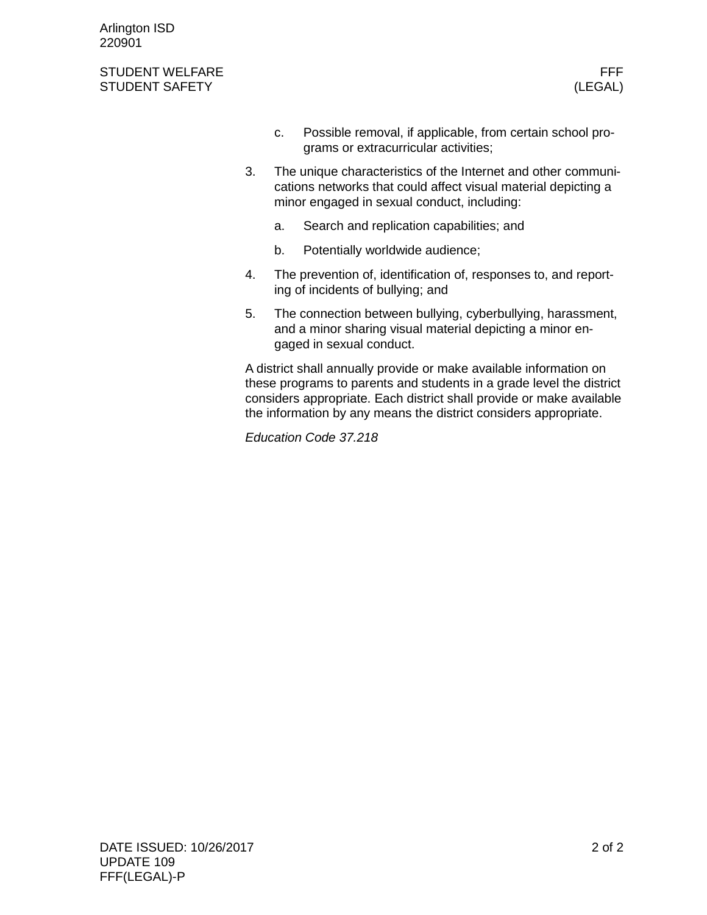c. Possible removal, if applicable, from certain school programs or extracurricular activities;

3. The unique characteristics of the Internet and other communications networks that could affect visual material depicting a minor engaged in sexual conduct, including:

   a. Search and replication capabilities; and

   b. Potentially worldwide audience;

4. The prevention of, identification of, responses to, and reporting of incidents of bullying; and

5. The connection between bullying, cyberbullying, harassment, and a minor sharing visual material depicting a minor engaged in sexual conduct.

A district shall annually provide or make available information on these programs to parents and students in a grade level the district considers appropriate. Each district shall provide or make available the information by any means the district considers appropriate.

*Education Code 37.218*